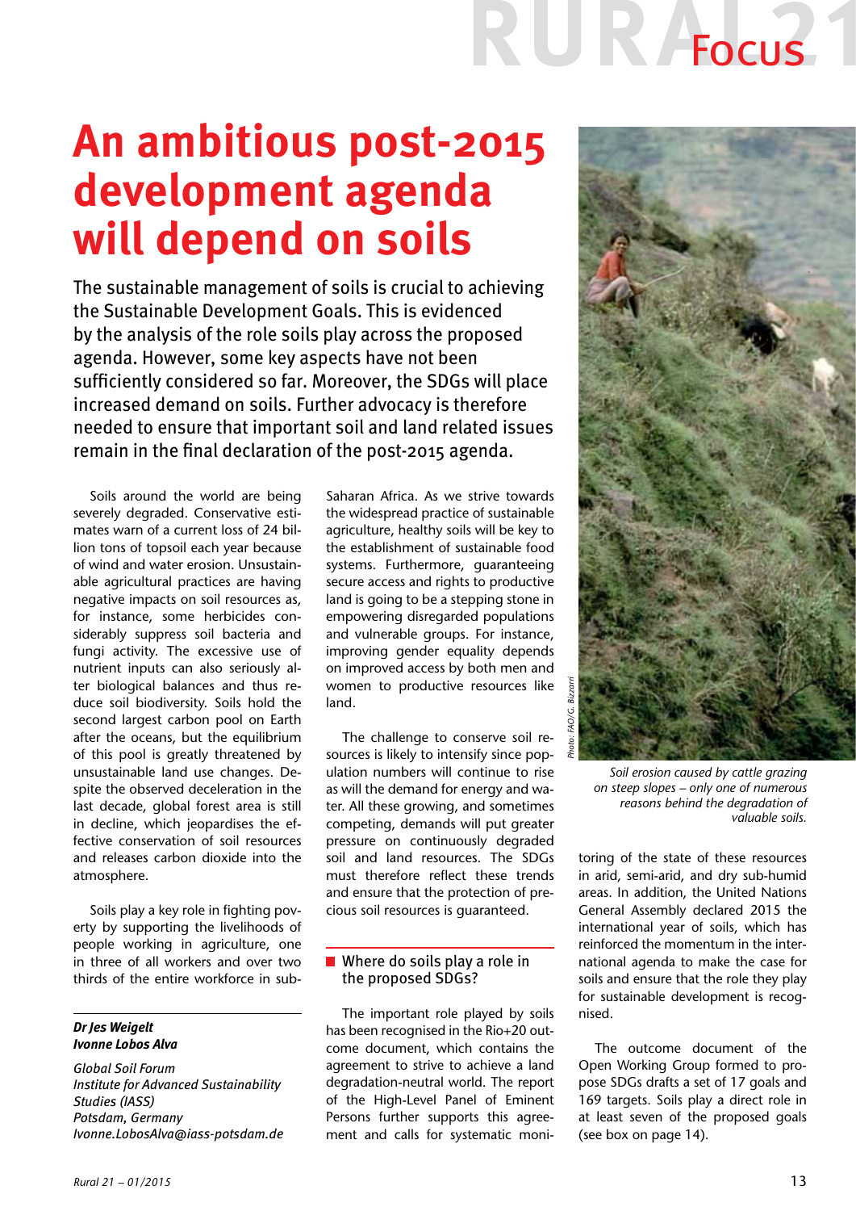# An ambitious post-2015 development agenda will depend on soils

**The sustainable management of soils is crucial to achieving the Sustainable Development Goals. This is evidenced by the analysis of the role soils play across the proposed agenda. However, some key aspects have not been sufficiently considered so far. Moreover, the SDGs will place increased demand on soils. Further advocacy is therefore needed to ensure that important soil and land related issues remain in the final declaration of the post-2015 agenda.**

Soils around the world are being severely degraded. Conservative estimates warn of a current loss of 24 billion tons of topsoil each year because of wind and water erosion. Unsustainable agricultural practices are having negative impacts on soil resources as, for instance, some herbicides considerably suppress soil bacteria and fungi activity. The excessive use of nutrient inputs can also seriously alter biological balances and thus reduce soil biodiversity. Soils hold the second largest carbon pool on Earth after the oceans, but the equilibrium of this pool is greatly threatened by unsustainable land use changes. Despite the observed deceleration in the last decade, global forest area is still in decline, which jeopardises the effective conservation of soil resources and releases carbon dioxide into the atmosphere.

Soils play a key role in fighting poverty by supporting the livelihoods of people working in agriculture, one in three of all workers and over two thirds of the entire workforce in sub-Saharan Africa. As we strive towards the widespread practice of sustainable agriculture, healthy soils will be key to the establishment of sustainable food systems. Furthermore, guaranteeing secure access and rights to productive land is going to be a stepping stone in empowering disregarded populations and vulnerable groups. For instance, improving gender equality depends on improved access by both men and women to productive resources like land.

The challenge to conserve soil resources is likely to intensify since population numbers will continue to rise as will the demand for energy and water. All these growing, and sometimes competing, demands will put greater pressure on continuously degraded soil and land resources. The SDGs must therefore reflect these trends and ensure that the protection of precious soil resources is guaranteed.

***Dr Jes Weigelt***
***Ivonne Lobos Alva***

*Global Soil Forum*
*Institute for Advanced Sustainability Studies (IASS)*
*Potsdam, Germany*
*Ivonne.LobosAlva@iass-potsdam.de*

## Where do soils play a role in the proposed SDGs?

The important role played by soils has been recognised in the Rio+20 outcome document, which contains the agreement to strive to achieve a land degradation-neutral world. The report of the High-Level Panel of Eminent Persons further supports this agreement and calls for systematic monitoring of the state of these resources in arid, semi-arid, and dry sub-humid areas. In addition, the United Nations General Assembly declared 2015 the international year of soils, which has reinforced the momentum in the international agenda to make the case for soils and ensure that the role they play for sustainable development is recognised.

Photo: FAO/G. Bizzarri

*Soil erosion caused by cattle grazing on steep slopes – only one of numerous reasons behind the degradation of valuable soils.*

The outcome document of the Open Working Group formed to propose SDGs drafts a set of 17 goals and 169 targets. Soils play a direct role in at least seven of the proposed goals (see box on page 14).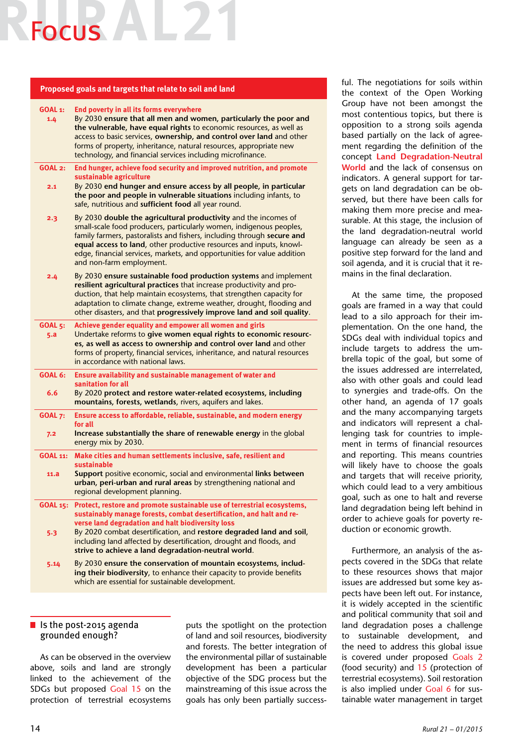## Proposed goals and targets that relate to soil and land

| | |
|---|---|
| **GOAL 1:** | **End poverty in all its forms everywhere** |
| 1.4 | By 2030 **ensure that all men and women, particularly the poor and the vulnerable, have equal rights** to economic resources, as well as access to basic services, **ownership, and control over land** and other forms of property, inheritance, natural resources, appropriate new technology, and financial services including microfinance. |
| **GOAL 2:** | **End hunger, achieve food security and improved nutrition, and promote sustainable agriculture** |
| 2.1 | By 2030 **end hunger and ensure access by all people, in particular the poor and people in vulnerable situations** including infants, to safe, nutritious and **sufficient food** all year round. |
| 2.3 | By 2030 **double the agricultural productivity** and the incomes of small-scale food producers, particularly women, indigenous peoples, family farmers, pastoralists and fishers, including through **secure and equal access to land,** other productive resources and inputs, knowledge, financial services, markets, and opportunities for value addition and non-farm employment. |
| 2.4 | By 2030 **ensure sustainable food production systems** and implement **resilient agricultural practices** that increase productivity and production, that help maintain ecosystems, that strengthen capacity for adaptation to climate change, extreme weather, drought, flooding and other disasters, and that **progressively improve land and soil quality**. |
| **GOAL 5:** | **Achieve gender equality and empower all women and girls** |
| 5.a | Undertake reforms to **give women equal rights to economic resources, as well as access to ownership and control over land** and other forms of property, financial services, inheritance, and natural resources in accordance with national laws. |
| **GOAL 6:** | **Ensure availability and sustainable management of water and sanitation for all** |
| 6.6 | By 2020 **protect and restore water-related ecosystems, including mountains, forests, wetlands**, rivers, aquifers and lakes. |
| **GOAL 7:** | **Ensure access to affordable, reliable, sustainable, and modern energy for all** |
| 7.2 | **Increase substantially the share of renewable energy** in the global energy mix by 2030. |
| **GOAL 11:** | **Make cities and human settlements inclusive, safe, resilient and sustainable** |
| 11.a | **Support** positive economic, social and environmental **links between urban, peri-urban and rural areas** by strengthening national and regional development planning. |
| **GOAL 15:** | **Protect, restore and promote sustainable use of terrestrial ecosystems, sustainably manage forests, combat desertification, and halt and reverse land degradation and halt biodiversity loss** |
| 5.3 | By 2020 combat desertification, and **restore degraded land and soil**, including land affected by desertification, drought and floods, and **strive to achieve a land degradation-neutral world**. |
| 5.14 | By 2030 **ensure the conservation of mountain ecosystems, including their biodiversity**, to enhance their capacity to provide benefits which are essential for sustainable development. |

## Is the post-2015 agenda grounded enough?

As can be observed in the overview above, soils and land are strongly linked to the achievement of the SDGs but proposed Goal 15 on the protection of terrestrial ecosystems puts the spotlight on the protection of land and soil resources, biodiversity and forests. The better integration of the environmental pillar of sustainable development has been a particular objective of the SDG process but the mainstreaming of this issue across the goals has only been partially successful. The negotiations for soils within the context of the Open Working Group have not been amongst the most contentious topics, but there is opposition to a strong soils agenda based partially on the lack of agreement regarding the definition of the concept Land Degradation-Neutral World and the lack of consensus on indicators. A general support for targets on land degradation can be observed, but there have been calls for making them more precise and measurable. At this stage, the inclusion of the land degradation-neutral world language can already be seen as a positive step forward for the land and soil agenda, and it is crucial that it remains in the final declaration.

At the same time, the proposed goals are framed in a way that could lead to a silo approach for their implementation. On the one hand, the SDGs deal with individual topics and include targets to address the umbrella topic of the goal, but some of the issues addressed are interrelated, also with other goals and could lead to synergies and trade-offs. On the other hand, an agenda of 17 goals and the many accompanying targets and indicators will represent a challenging task for countries to implement in terms of financial resources and reporting. This means countries will likely have to choose the goals and targets that will receive priority, which could lead to a very ambitious goal, such as one to halt and reverse land degradation being left behind in order to achieve goals for poverty reduction or economic growth.

Furthermore, an analysis of the aspects covered in the SDGs that relate to these resources shows that major issues are addressed but some key aspects have been left out. For instance, it is widely accepted in the scientific and political community that soil and land degradation poses a challenge to sustainable development, and the need to address this global issue is covered under proposed Goals 2 (food security) and 15 (protection of terrestrial ecosystems). Soil restoration is also implied under Goal 6 for sustainable water management in target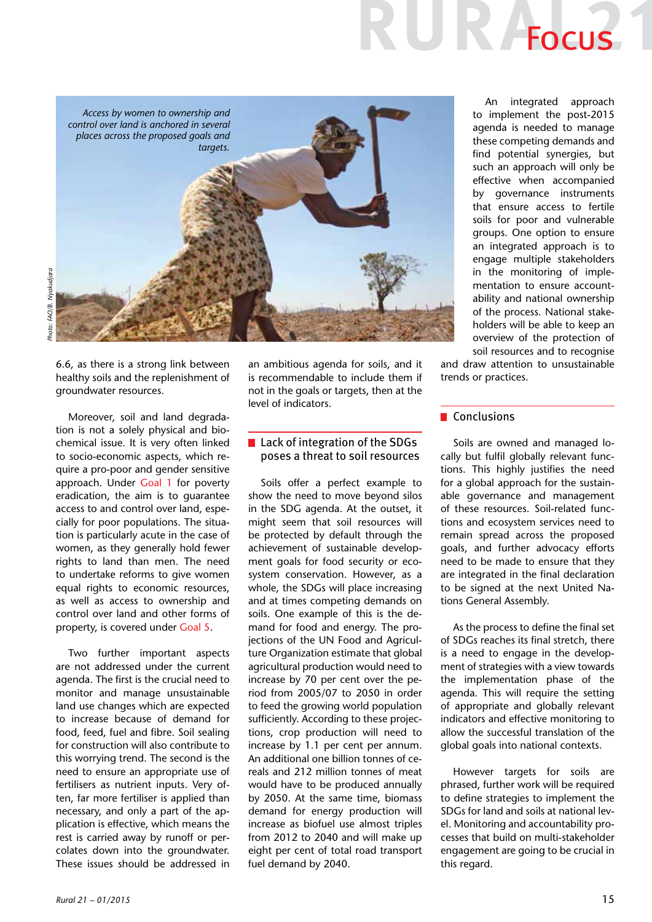Access by women to ownership and control over land is anchored in several places across the proposed goals and targets.

Photo: FAO/B. Nyakudjara

6.6, as there is a strong link between healthy soils and the replenishment of groundwater resources.

Moreover, soil and land degradation is not a solely physical and biochemical issue. It is very often linked to socio-economic aspects, which require a pro-poor and gender sensitive approach. Under Goal 1 for poverty eradication, the aim is to guarantee access to and control over land, especially for poor populations. The situation is particularly acute in the case of women, as they generally hold fewer rights to land than men. The need to undertake reforms to give women equal rights to economic resources, as well as access to ownership and control over land and other forms of property, is covered under Goal 5.

Two further important aspects are not addressed under the current agenda. The first is the crucial need to monitor and manage unsustainable land use changes which are expected to increase because of demand for food, feed, fuel and fibre. Soil sealing for construction will also contribute to this worrying trend. The second is the need to ensure an appropriate use of fertilisers as nutrient inputs. Very often, far more fertiliser is applied than necessary, and only a part of the application is effective, which means the rest is carried away by runoff or percolates down into the groundwater. These issues should be addressed in an ambitious agenda for soils, and it is recommendable to include them if not in the goals or targets, then at the level of indicators.

## Lack of integration of the SDGs poses a threat to soil resources

Soils offer a perfect example to show the need to move beyond silos in the SDG agenda. At the outset, it might seem that soil resources will be protected by default through the achievement of sustainable development goals for food security or ecosystem conservation. However, as a whole, the SDGs will place increasing and at times competing demands on soils. One example of this is the demand for food and energy. The projections of the UN Food and Agriculture Organization estimate that global agricultural production would need to increase by 70 per cent over the period from 2005/07 to 2050 in order to feed the growing world population sufficiently. According to these projections, crop production will need to increase by 1.1 per cent per annum. An additional one billion tonnes of cereals and 212 million tonnes of meat would have to be produced annually by 2050. At the same time, biomass demand for energy production will increase as biofuel use almost triples from 2012 to 2040 and will make up eight per cent of total road transport fuel demand by 2040.

An integrated approach to implement the post-2015 agenda is needed to manage these competing demands and find potential synergies, but such an approach will only be effective when accompanied by governance instruments that ensure access to fertile soils for poor and vulnerable groups. One option to ensure an integrated approach is to engage multiple stakeholders in the monitoring of implementation to ensure accountability and national ownership of the process. National stakeholders will be able to keep an overview of the protection of soil resources and to recognise and draw attention to unsustainable trends or practices.

## Conclusions

Soils are owned and managed locally but fulfil globally relevant functions. This highly justifies the need for a global approach for the sustainable governance and management of these resources. Soil-related functions and ecosystem services need to remain spread across the proposed goals, and further advocacy efforts need to be made to ensure that they are integrated in the final declaration to be signed at the next United Nations General Assembly.

As the process to define the final set of SDGs reaches its final stretch, there is a need to engage in the development of strategies with a view towards the implementation phase of the agenda. This will require the setting of appropriate and globally relevant indicators and effective monitoring to allow the successful translation of the global goals into national contexts.

However targets for soils are phrased, further work will be required to define strategies to implement the SDGs for land and soils at national level. Monitoring and accountability processes that build on multi-stakeholder engagement are going to be crucial in this regard.